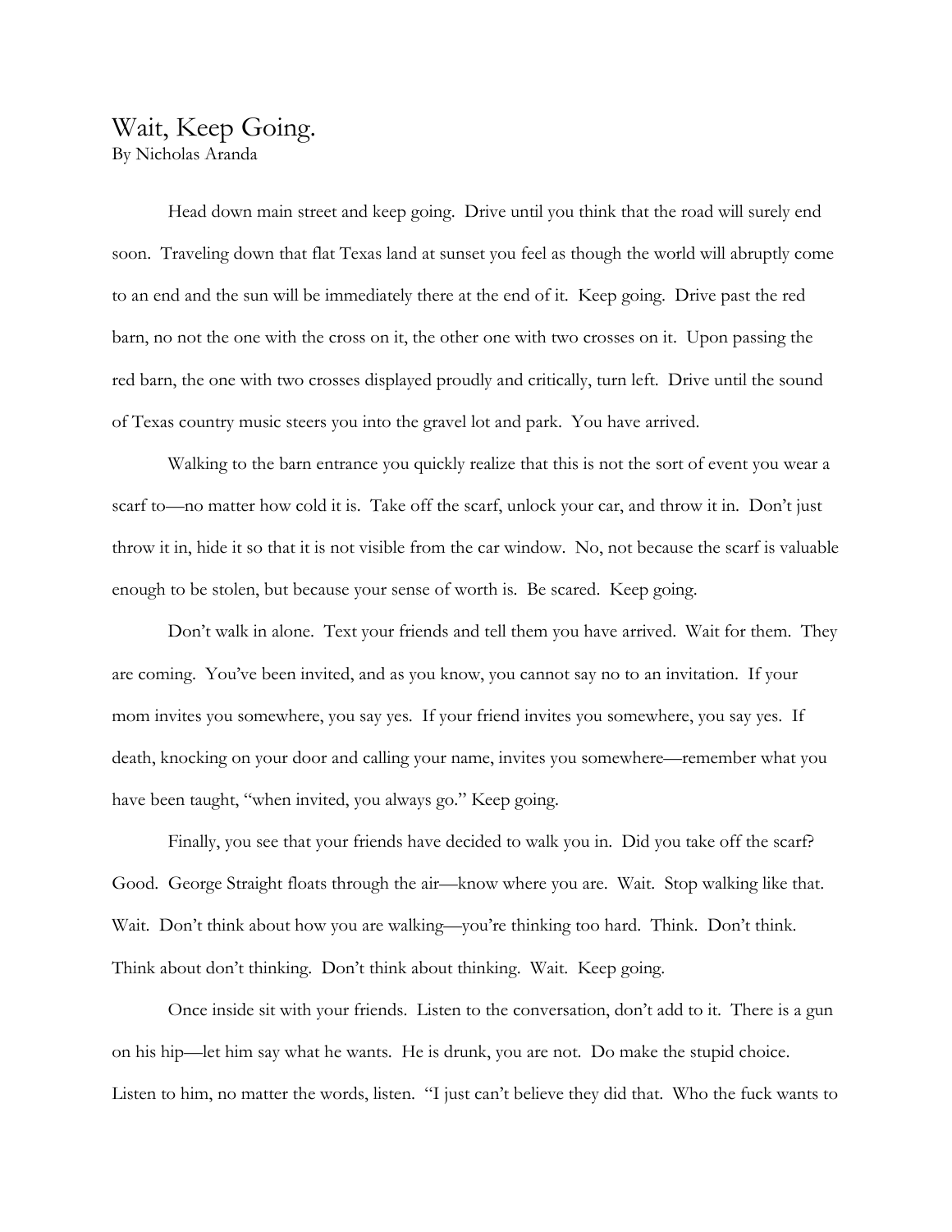# Wait, Keep Going.

By Nicholas Aranda

Head down main street and keep going. Drive until you think that the road will surely end soon. Traveling down that flat Texas land at sunset you feel as though the world will abruptly come to an end and the sun will be immediately there at the end of it. Keep going. Drive past the red barn, no not the one with the cross on it, the other one with two crosses on it. Upon passing the red barn, the one with two crosses displayed proudly and critically, turn left. Drive until the sound of Texas country music steers you into the gravel lot and park. You have arrived.

Walking to the barn entrance you quickly realize that this is not the sort of event you wear a scarf to—no matter how cold it is. Take off the scarf, unlock your car, and throw it in. Don't just throw it in, hide it so that it is not visible from the car window. No, not because the scarf is valuable enough to be stolen, but because your sense of worth is. Be scared. Keep going.

Don't walk in alone. Text your friends and tell them you have arrived. Wait for them. They are coming. You've been invited, and as you know, you cannot say no to an invitation. If your mom invites you somewhere, you say yes. If your friend invites you somewhere, you say yes. If death, knocking on your door and calling your name, invites you somewhere—remember what you have been taught, "when invited, you always go." Keep going.

Finally, you see that your friends have decided to walk you in. Did you take off the scarf? Good. George Straight floats through the air—know where you are. Wait. Stop walking like that. Wait. Don't think about how you are walking—you're thinking too hard. Think. Don't think. Think about don't thinking. Don't think about thinking. Wait. Keep going.

Once inside sit with your friends. Listen to the conversation, don't add to it. There is a gun on his hip—let him say what he wants. He is drunk, you are not. Do make the stupid choice. Listen to him, no matter the words, listen. "I just can't believe they did that. Who the fuck wants to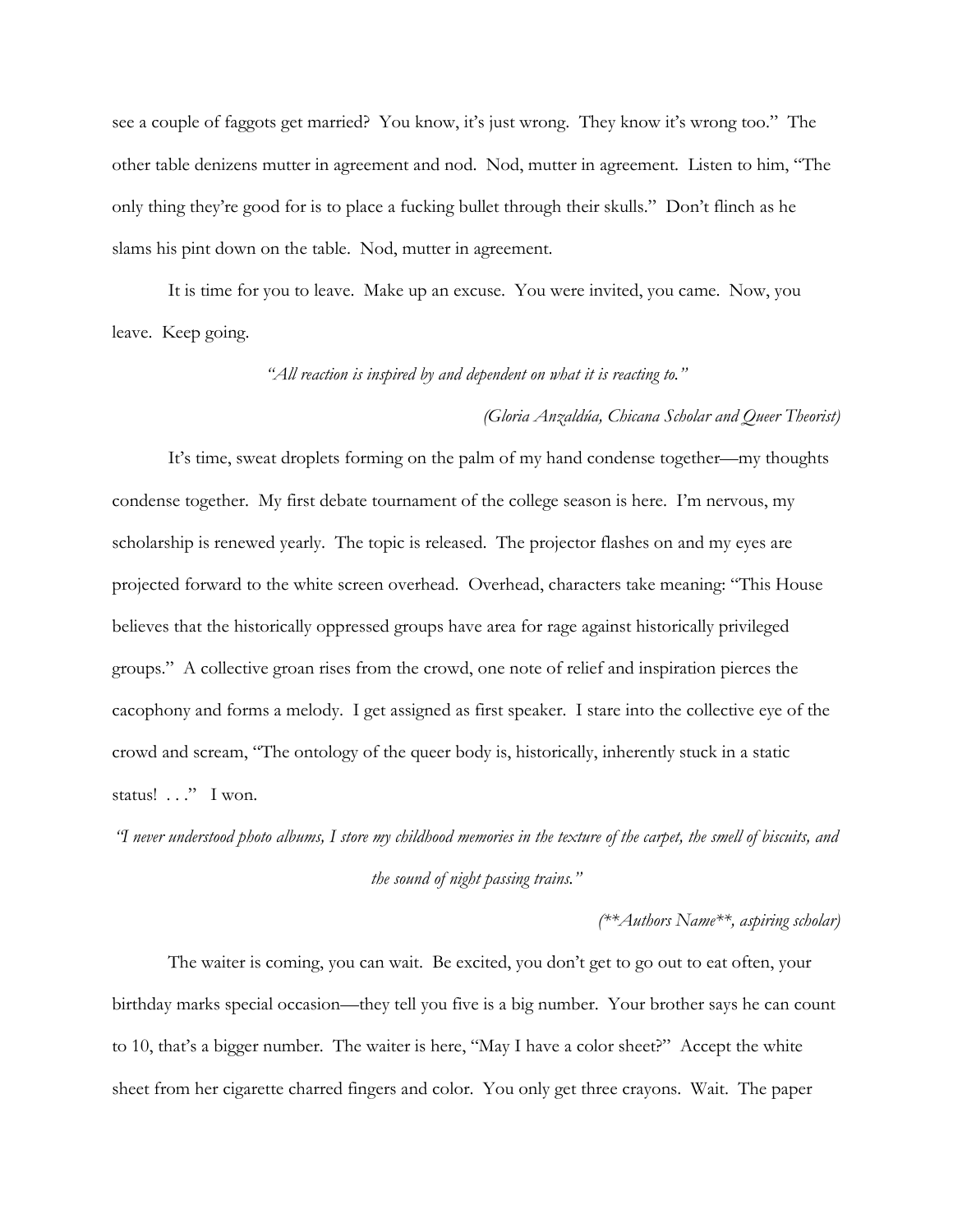see a couple of faggots get married? You know, it's just wrong. They know it's wrong too." The other table denizens mutter in agreement and nod. Nod, mutter in agreement. Listen to him, "The only thing they're good for is to place a fucking bullet through their skulls." Don't flinch as he slams his pint down on the table. Nod, mutter in agreement.

It is time for you to leave. Make up an excuse. You were invited, you came. Now, you leave. Keep going.

*"All reaction is inspired by and dependent on what it is reacting to."*

*(Gloria Anzaldúa, Chicana Scholar and Queer Theorist)*

It's time, sweat droplets forming on the palm of my hand condense together—my thoughts condense together. My first debate tournament of the college season is here. I'm nervous, my scholarship is renewed yearly. The topic is released. The projector flashes on and my eyes are projected forward to the white screen overhead. Overhead, characters take meaning: "This House believes that the historically oppressed groups have area for rage against historically privileged groups." A collective groan rises from the crowd, one note of relief and inspiration pierces the cacophony and forms a melody. I get assigned as first speaker. I stare into the collective eye of the crowd and scream, "The ontology of the queer body is, historically, inherently stuck in a static status! . . ." I won.

*"I never understood photo albums, I store my childhood memories in the texture of the carpet, the smell of biscuits, and the sound of night passing trains."*

*(\*\*Authors Name\*\*, aspiring scholar)*

The waiter is coming, you can wait. Be excited, you don't get to go out to eat often, your birthday marks special occasion—they tell you five is a big number. Your brother says he can count to 10, that's a bigger number. The waiter is here, "May I have a color sheet?" Accept the white sheet from her cigarette charred fingers and color. You only get three crayons. Wait. The paper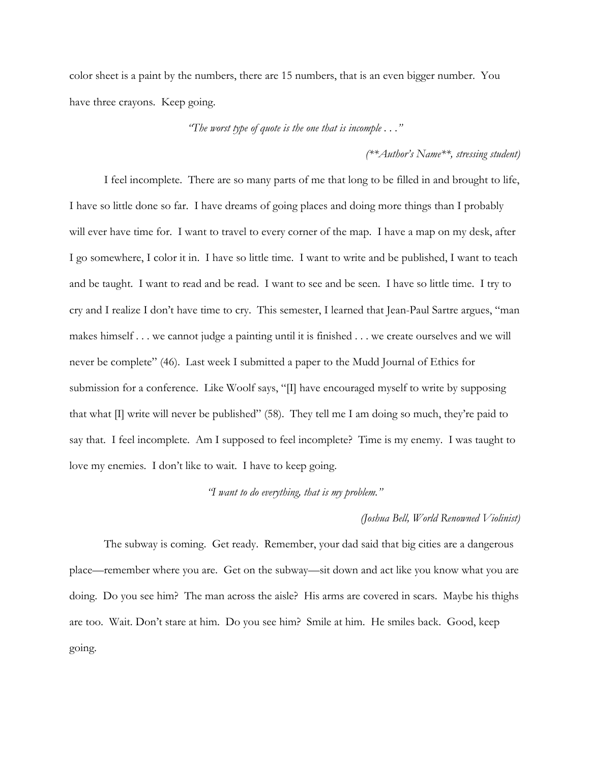color sheet is a paint by the numbers, there are 15 numbers, that is an even bigger number. You have three crayons. Keep going.

*"The worst type of quote is the one that is incomple . . ."*

*(**Author's Name**, stressing student)*

I feel incomplete. There are so many parts of me that long to be filled in and brought to life, I have so little done so far. I have dreams of going places and doing more things than I probably will ever have time for. I want to travel to every corner of the map. I have a map on my desk, after I go somewhere, I color it in. I have so little time. I want to write and be published, I want to teach and be taught. I want to read and be read. I want to see and be seen. I have so little time. I try to cry and I realize I don't have time to cry. This semester, I learned that Jean-Paul Sartre argues, "man makes himself . . . we cannot judge a painting until it is finished . . . we create ourselves and we will never be complete" (46). Last week I submitted a paper to the Mudd Journal of Ethics for submission for a conference. Like Woolf says, "[I] have encouraged myself to write by supposing that what [I] write will never be published" (58). They tell me I am doing so much, they're paid to say that. I feel incomplete. Am I supposed to feel incomplete? Time is my enemy. I was taught to love my enemies. I don't like to wait. I have to keep going.

*"I want to do everything, that is my problem."*

*(Joshua Bell, World Renowned Violinist)*

The subway is coming. Get ready. Remember, your dad said that big cities are a dangerous place—remember where you are. Get on the subway—sit down and act like you know what you are doing. Do you see him? The man across the aisle? His arms are covered in scars. Maybe his thighs are too. Wait. Don't stare at him. Do you see him? Smile at him. He smiles back. Good, keep going.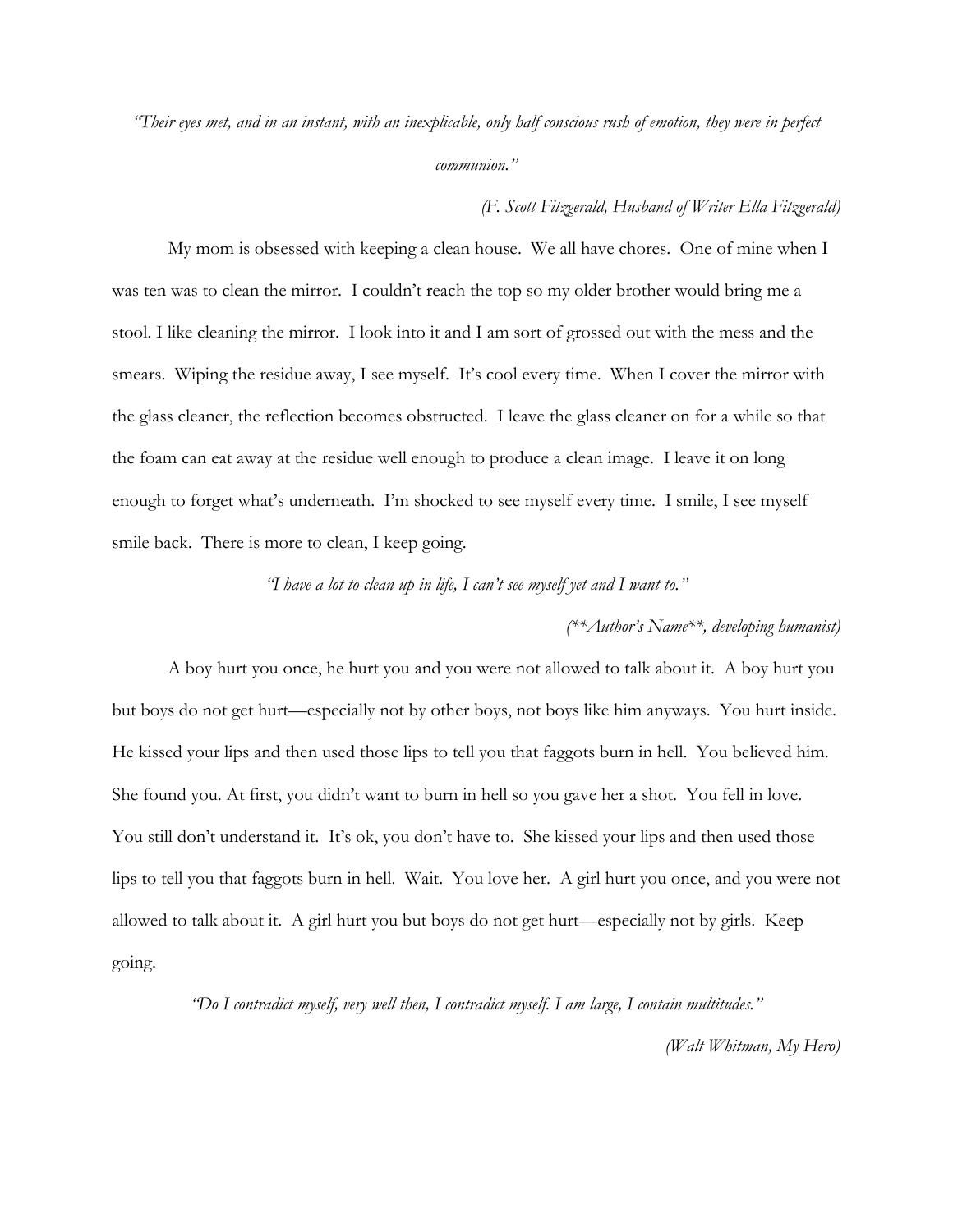*"Their eyes met, and in an instant, with an inexplicable, only half conscious rush of emotion, they were in perfect communion."*

*(F. Scott Fitzgerald, Husband of Writer Ella Fitzgerald)*

My mom is obsessed with keeping a clean house. We all have chores. One of mine when I was ten was to clean the mirror. I couldn't reach the top so my older brother would bring me a stool. I like cleaning the mirror. I look into it and I am sort of grossed out with the mess and the smears. Wiping the residue away, I see myself. It's cool every time. When I cover the mirror with the glass cleaner, the reflection becomes obstructed. I leave the glass cleaner on for a while so that the foam can eat away at the residue well enough to produce a clean image. I leave it on long enough to forget what's underneath. I'm shocked to see myself every time. I smile, I see myself smile back. There is more to clean, I keep going.

*"I have a lot to clean up in life, I can't see myself yet and I want to."*

*(**Author's Name**, developing humanist)*

A boy hurt you once, he hurt you and you were not allowed to talk about it. A boy hurt you but boys do not get hurt—especially not by other boys, not boys like him anyways. You hurt inside. He kissed your lips and then used those lips to tell you that faggots burn in hell. You believed him. She found you. At first, you didn't want to burn in hell so you gave her a shot. You fell in love. You still don't understand it. It's ok, you don't have to. She kissed your lips and then used those lips to tell you that faggots burn in hell. Wait. You love her. A girl hurt you once, and you were not allowed to talk about it. A girl hurt you but boys do not get hurt—especially not by girls. Keep going.

*"Do I contradict myself, very well then, I contradict myself. I am large, I contain multitudes."*

*(Walt Whitman, My Hero)*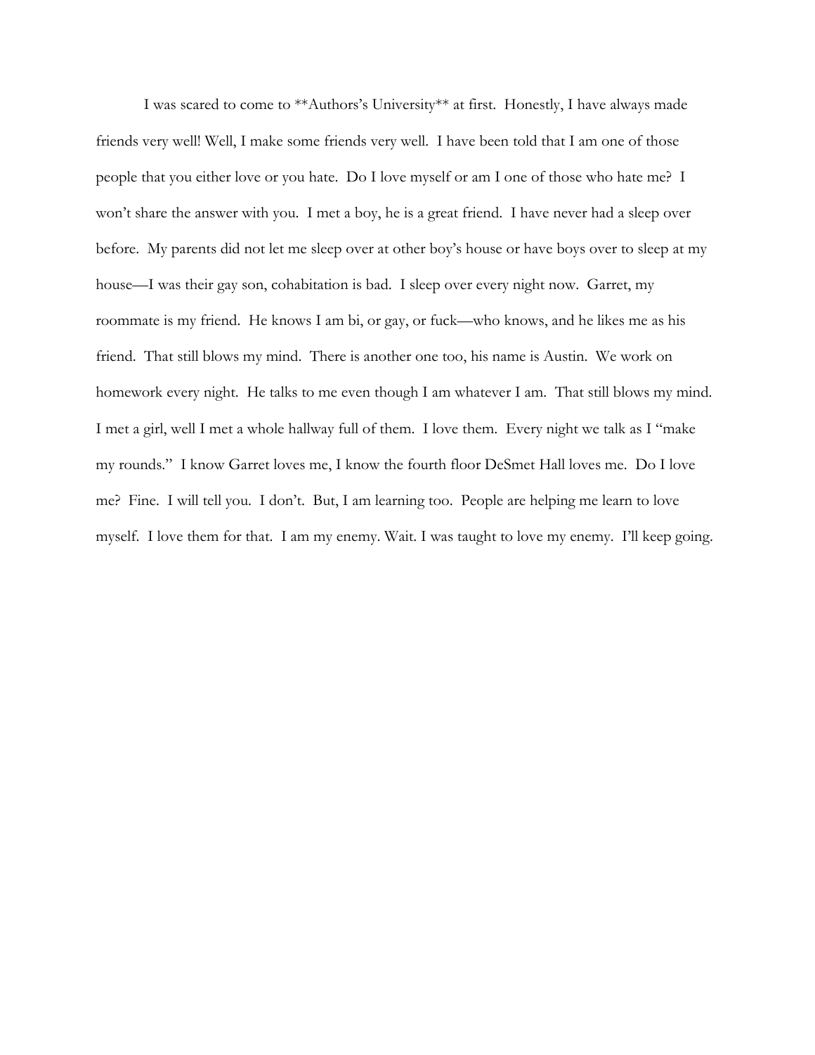I was scared to come to **Authors's University** at first. Honestly, I have always made friends very well! Well, I make some friends very well. I have been told that I am one of those people that you either love or you hate. Do I love myself or am I one of those who hate me? I won't share the answer with you. I met a boy, he is a great friend. I have never had a sleep over before. My parents did not let me sleep over at other boy's house or have boys over to sleep at my house—I was their gay son, cohabitation is bad. I sleep over every night now. Garret, my roommate is my friend. He knows I am bi, or gay, or fuck—who knows, and he likes me as his friend. That still blows my mind. There is another one too, his name is Austin. We work on homework every night. He talks to me even though I am whatever I am. That still blows my mind. I met a girl, well I met a whole hallway full of them. I love them. Every night we talk as I "make my rounds." I know Garret loves me, I know the fourth floor DeSmet Hall loves me. Do I love me? Fine. I will tell you. I don't. But, I am learning too. People are helping me learn to love myself. I love them for that. I am my enemy. Wait. I was taught to love my enemy. I'll keep going.